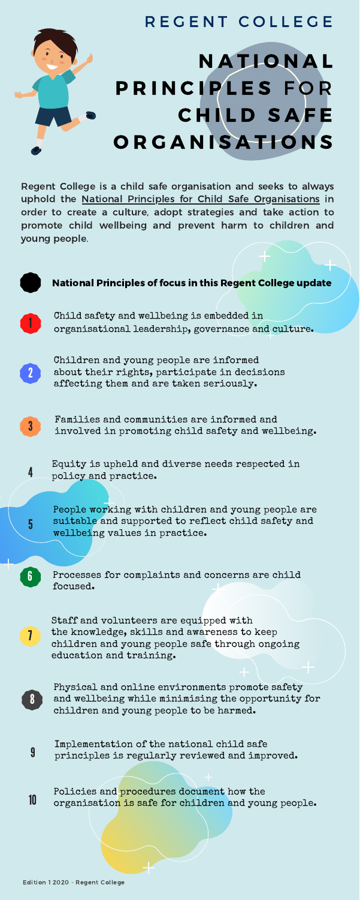REGENT COLLEGE

# NATIONAL PRINCIPLES FOR CHILD SAFE ORGANISATIONS

Regent College is a child safe organisation and seeks to always uphold the National Principles for Child Safe Organisations in order to create a culture, adopt strategies and take action to promote child wellbeing and prevent harm to children and young people.

**National Principles of focus in this Regent College update**

1. Child safety and wellbeing is embedded in organisational leadership, governance and culture.
2. Children and young people are informed about their rights, participate in decisions affecting them and are taken seriously.
3. Families and communities are informed and involved in promoting child safety and wellbeing.
4. Equity is upheld and diverse needs respected in policy and practice.
5. People working with children and young people are suitable and supported to reflect child safety and wellbeing values in practice.
6. Processes for complaints and concerns are child focused.
7. Staff and volunteers are equipped with the knowledge, skills and awareness to keep children and young people safe through ongoing education and training.
8. Physical and online environments promote safety and wellbeing while minimising the opportunity for children and young people to be harmed.
9. Implementation of the national child safe principles is regularly reviewed and improved.
10. Policies and procedures document how the organisation is safe for children and young people.

Edition 1 2020 · Regent College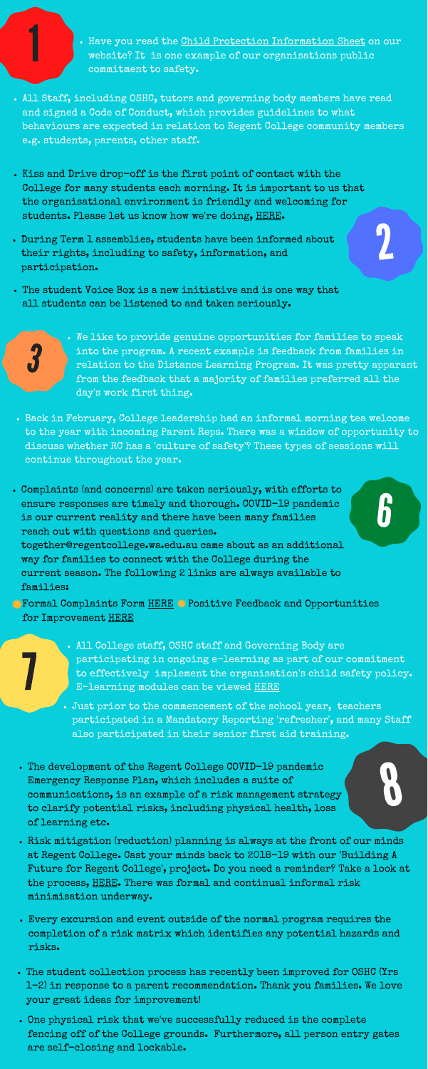1

- Have you read the Child Protection Information Sheet on our website? It is one example of our organisations public commitment to safety.
- All Staff, including OSHC, tutors and governing body members have read and signed a Code of Conduct, which provides guidelines to what behaviours are expected in relation to Regent College community members e.g. students, parents, other staff.

2

- Kiss and Drive drop-off is the first point of contact with the College for many students each morning. It is important to us that the organisational environment is friendly and welcoming for students. Please let us know how we're doing, HERE.
- During Term 1 assemblies, students have been informed about their rights, including to safety, information, and participation.
- The student Voice Box is a new initiative and is one way that all students can be listened to and taken seriously.

3

- We like to provide genuine opportunities for families to speak into the program. A recent example is feedback from families in relation to the Distance Learning Program. It was pretty apparant from the feedback that a majority of families preferred all the day's work first thing.
- Back in February, College leadership had an informal morning tea welcome to the year with incoming Parent Reps. There was a window of opportunity to discuss whether RC has a 'culture of safety'? These types of sessions will continue throughout the year.

6

- Complaints (and concerns) are taken seriously, with efforts to ensure responses are timely and thorough. COVID-19 pandemic is our current reality and there have been many families reach out with questions and queries. together@regentcollege.wa.edu.au came about as an additional way for families to connect with the College during the current season. The following 2 links are always available to families:

Formal Complaints Form HERE Positive Feedback and Opportunities for Improvement HERE

7

- All College staff, OSHC staff and Governing Body are participating in ongoing e-learning as part of our commitment to effectively implement the organisation's child safety policy. E-learning modules can be viewed HERE
- Just prior to the commencement of the school year, teachers participated in a Mandatory Reporting 'refresher', and many Staff also participated in their senior first aid training.

8

- The development of the Regent College COVID-19 pandemic Emergency Response Plan, which includes a suite of communications, is an example of a risk management strategy to clarify potential risks, including physical health, loss of learning etc.
- Risk mitigation (reduction) planning is always at the front of our minds at Regent College. Cast your minds back to 2018-19 with our 'Building A Future for Regent College', project. Do you need a reminder? Take a look at the process, HERE. There was formal and continual informal risk minimisation underway.
- Every excursion and event outside of the normal program requires the completion of a risk matrix which identifies any potential hazards and risks.
- The student collection process has recently been improved for OSHC (Yrs 1-2) in response to a parent recommendation. Thank you families. We love your great ideas for improvement!
- One physical risk that we've successfully reduced is the complete fencing off of the College grounds. Furthermore, all person entry gates are self-closing and lockable.